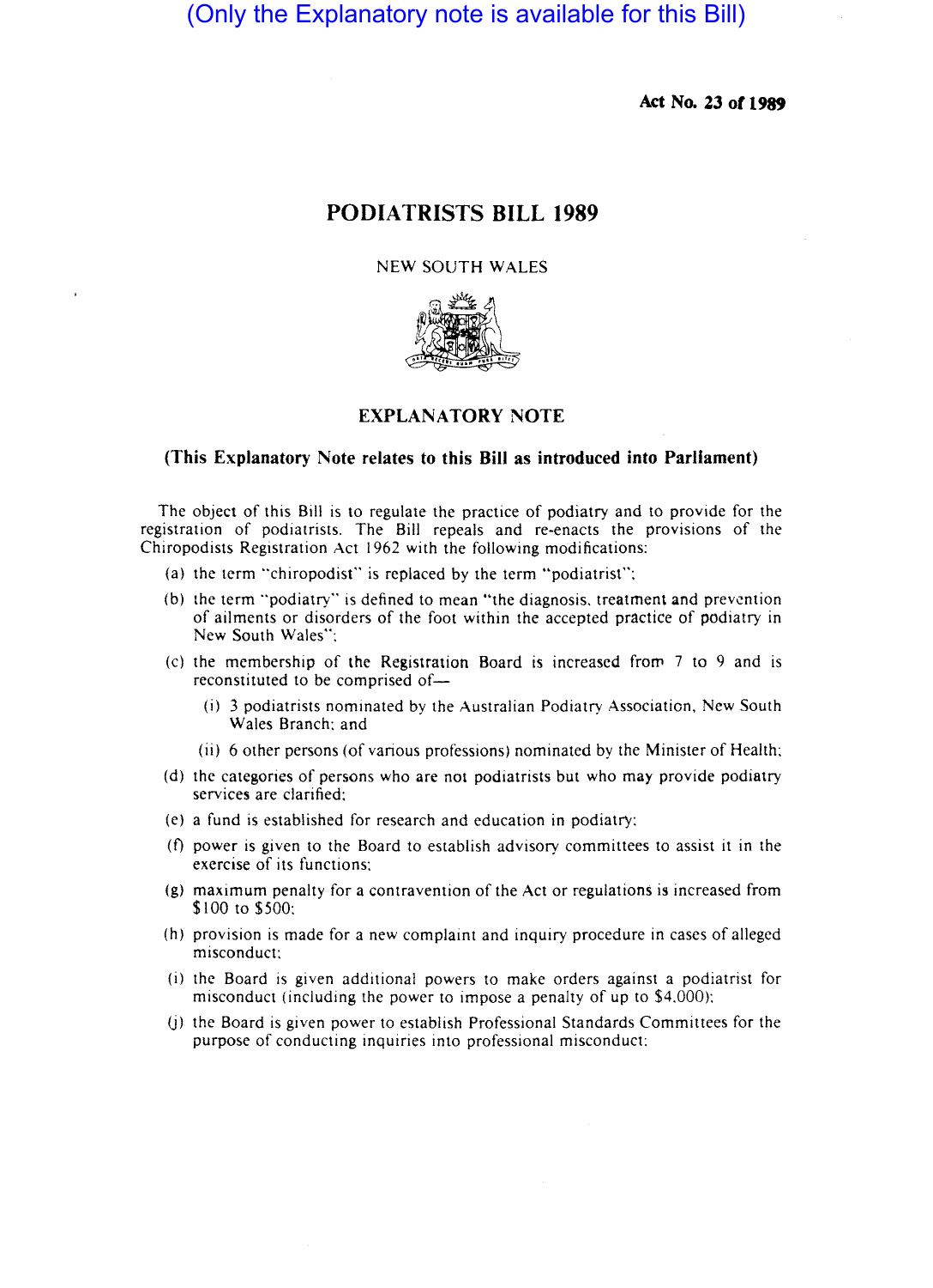(Only the Explanatory note is available for this Bill)

**Act No. 23 of 1989**

# PODIATRISTS BILL 1989

NEW SOUTH WALES

## EXPLANATORY NOTE

**(This Explanatory Note relates to this Bill as introduced into Parliament)**

The object of this Bill is to regulate the practice of podiatry and to provide for the registration of podiatrists. The Bill repeals and re-enacts the provisions of the Chiropodists Registration Act 1962 with the following modifications:

(a) the term "chiropodist" is replaced by the term "podiatrist";

(b) the term "podiatry" is defined to mean "the diagnosis, treatment and prevention of ailments or disorders of the foot within the accepted practice of podiatry in New South Wales";

(c) the membership of the Registration Board is increased from 7 to 9 and is reconstituted to be comprised of—

- (i) 3 podiatrists nominated by the Australian Podiatry Association, New South Wales Branch; and
- (ii) 6 other persons (of various professions) nominated by the Minister of Health;

(d) the categories of persons who are not podiatrists but who may provide podiatry services are clarified;

(e) a fund is established for research and education in podiatry;

(f) power is given to the Board to establish advisory committees to assist it in the exercise of its functions;

(g) maximum penalty for a contravention of the Act or regulations is increased from $100 to $500;

(h) provision is made for a new complaint and inquiry procedure in cases of alleged misconduct;

(i) the Board is given additional powers to make orders against a podiatrist for misconduct (including the power to impose a penalty of up to $4,000);

(j) the Board is given power to establish Professional Standards Committees for the purpose of conducting inquiries into professional misconduct;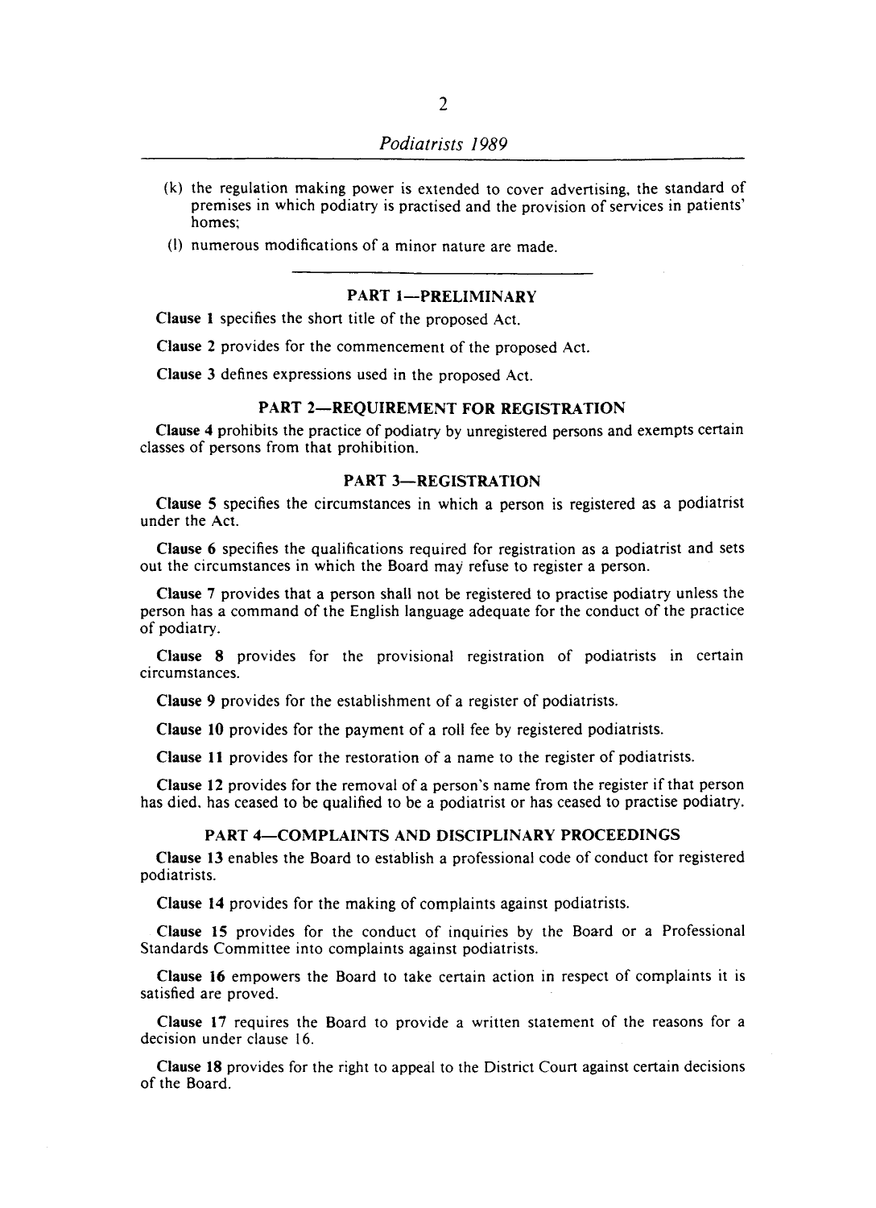(k) the regulation making power is extended to cover advertising, the standard of premises in which podiatry is practised and the provision of services in patients' homes;

(l) numerous modifications of a minor nature are made.

---

## PART 1—PRELIMINARY

**Clause 1** specifies the short title of the proposed Act.

**Clause 2** provides for the commencement of the proposed Act.

**Clause 3** defines expressions used in the proposed Act.

## PART 2—REQUIREMENT FOR REGISTRATION

**Clause 4** prohibits the practice of podiatry by unregistered persons and exempts certain classes of persons from that prohibition.

## PART 3—REGISTRATION

**Clause 5** specifies the circumstances in which a person is registered as a podiatrist under the Act.

**Clause 6** specifies the qualifications required for registration as a podiatrist and sets out the circumstances in which the Board may refuse to register a person.

**Clause 7** provides that a person shall not be registered to practise podiatry unless the person has a command of the English language adequate for the conduct of the practice of podiatry.

**Clause 8** provides for the provisional registration of podiatrists in certain circumstances.

**Clause 9** provides for the establishment of a register of podiatrists.

**Clause 10** provides for the payment of a roll fee by registered podiatrists.

**Clause 11** provides for the restoration of a name to the register of podiatrists.

**Clause 12** provides for the removal of a person's name from the register if that person has died, has ceased to be qualified to be a podiatrist or has ceased to practise podiatry.

## PART 4—COMPLAINTS AND DISCIPLINARY PROCEEDINGS

**Clause 13** enables the Board to establish a professional code of conduct for registered podiatrists.

**Clause 14** provides for the making of complaints against podiatrists.

**Clause 15** provides for the conduct of inquiries by the Board or a Professional Standards Committee into complaints against podiatrists.

**Clause 16** empowers the Board to take certain action in respect of complaints it is satisfied are proved.

**Clause 17** requires the Board to provide a written statement of the reasons for a decision under clause 16.

**Clause 18** provides for the right to appeal to the District Court against certain decisions of the Board.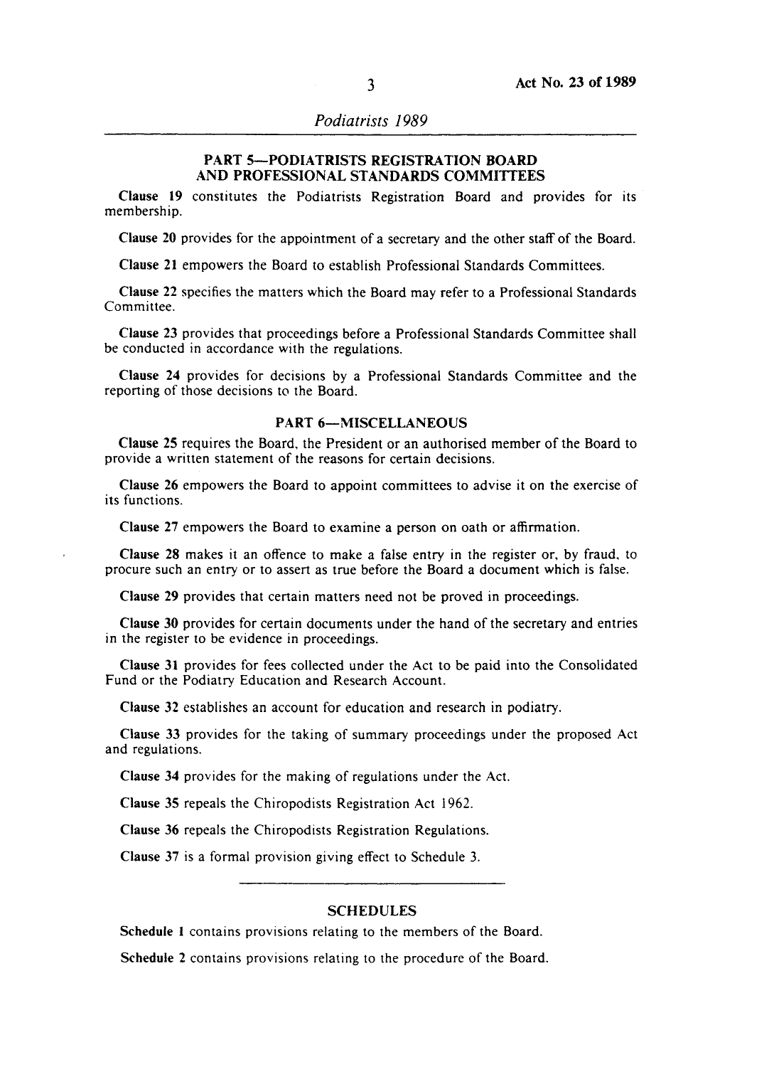## PART 5—PODIATRISTS REGISTRATION BOARD AND PROFESSIONAL STANDARDS COMMITTEES

**Clause 19** constitutes the Podiatrists Registration Board and provides for its membership.

**Clause 20** provides for the appointment of a secretary and the other staff of the Board.

**Clause 21** empowers the Board to establish Professional Standards Committees.

**Clause 22** specifies the matters which the Board may refer to a Professional Standards Committee.

**Clause 23** provides that proceedings before a Professional Standards Committee shall be conducted in accordance with the regulations.

**Clause 24** provides for decisions by a Professional Standards Committee and the reporting of those decisions to the Board.

## PART 6—MISCELLANEOUS

**Clause 25** requires the Board, the President or an authorised member of the Board to provide a written statement of the reasons for certain decisions.

**Clause 26** empowers the Board to appoint committees to advise it on the exercise of its functions.

**Clause 27** empowers the Board to examine a person on oath or affirmation.

**Clause 28** makes it an offence to make a false entry in the register or, by fraud, to procure such an entry or to assert as true before the Board a document which is false.

**Clause 29** provides that certain matters need not be proved in proceedings.

**Clause 30** provides for certain documents under the hand of the secretary and entries in the register to be evidence in proceedings.

**Clause 31** provides for fees collected under the Act to be paid into the Consolidated Fund or the Podiatry Education and Research Account.

**Clause 32** establishes an account for education and research in podiatry.

**Clause 33** provides for the taking of summary proceedings under the proposed Act and regulations.

**Clause 34** provides for the making of regulations under the Act.

**Clause 35** repeals the Chiropodists Registration Act 1962.

**Clause 36** repeals the Chiropodists Registration Regulations.

**Clause 37** is a formal provision giving effect to Schedule 3.

---

## SCHEDULES

**Schedule 1** contains provisions relating to the members of the Board.

**Schedule 2** contains provisions relating to the procedure of the Board.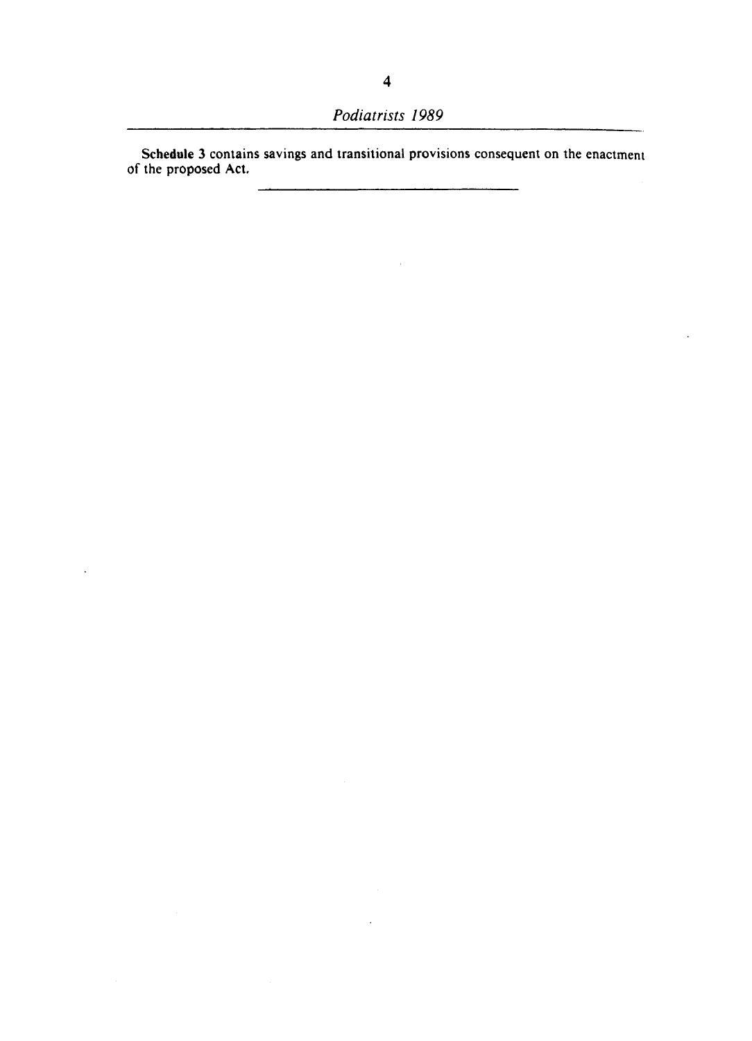**Schedule 3** contains savings and transitional provisions consequent on the enactment of the proposed Act.